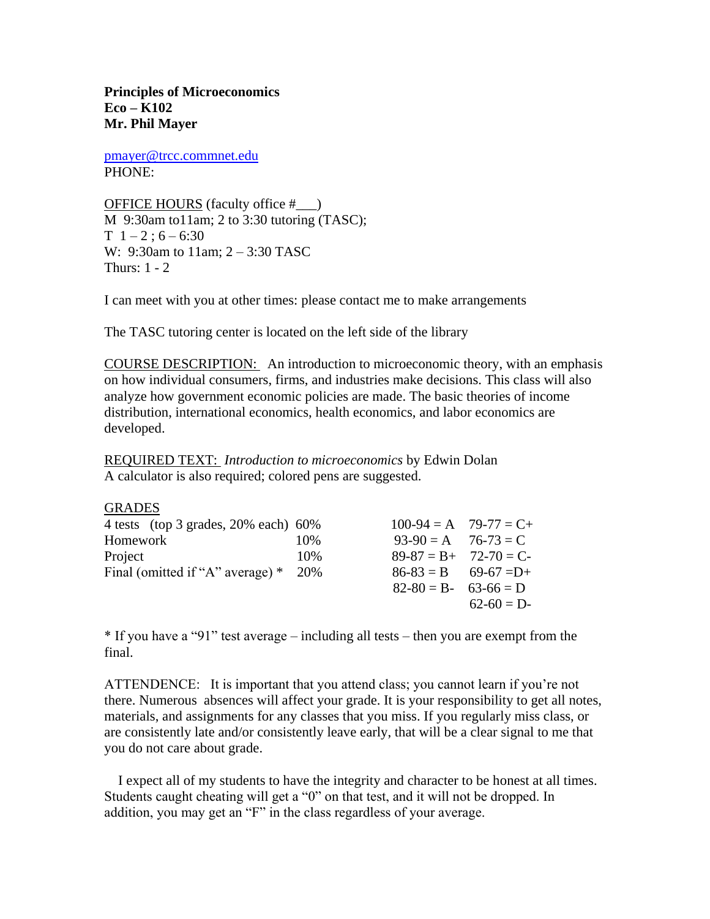**Principles of Microeconomics**
**Eco – K102**
**Mr. Phil Mayer**

pmayer@trcc.commnet.edu
PHONE:

OFFICE HOURS (faculty office #___)
M 9:30am to11am; 2 to 3:30 tutoring (TASC);
T 1 – 2 ; 6 – 6:30
W: 9:30am to 11am; 2 – 3:30 TASC
Thurs: 1 - 2

I can meet with you at other times: please contact me to make arrangements

The TASC tutoring center is located on the left side of the library

COURSE DESCRIPTION: An introduction to microeconomic theory, with an emphasis on how individual consumers, firms, and industries make decisions. This class will also analyze how government economic policies are made. The basic theories of income distribution, international economics, health economics, and labor economics are developed.

REQUIRED TEXT: *Introduction to microeconomics* by Edwin Dolan
A calculator is also required; colored pens are suggested.

GRADES

| | | | |
|---|---|---|---|
| 4 tests (top 3 grades, 20% each) | 60% | 100-94 = A | 79-77 = C+ |
| Homework | 10% | 93-90 = A | 76-73 = C |
| Project | 10% | 89-87 = B+ | 72-70 = C- |
| Final (omitted if "A" average) * | 20% | 86-83 = B | 69-67 =D+ |
| | | 82-80 = B- | 63-66 = D |
| | | | 62-60 = D- |

\* If you have a "91" test average – including all tests – then you are exempt from the final.

ATTENDENCE: It is important that you attend class; you cannot learn if you're not there. Numerous absences will affect your grade. It is your responsibility to get all notes, materials, and assignments for any classes that you miss. If you regularly miss class, or are consistently late and/or consistently leave early, that will be a clear signal to me that you do not care about grade.

I expect all of my students to have the integrity and character to be honest at all times. Students caught cheating will get a "0" on that test, and it will not be dropped. In addition, you may get an "F" in the class regardless of your average.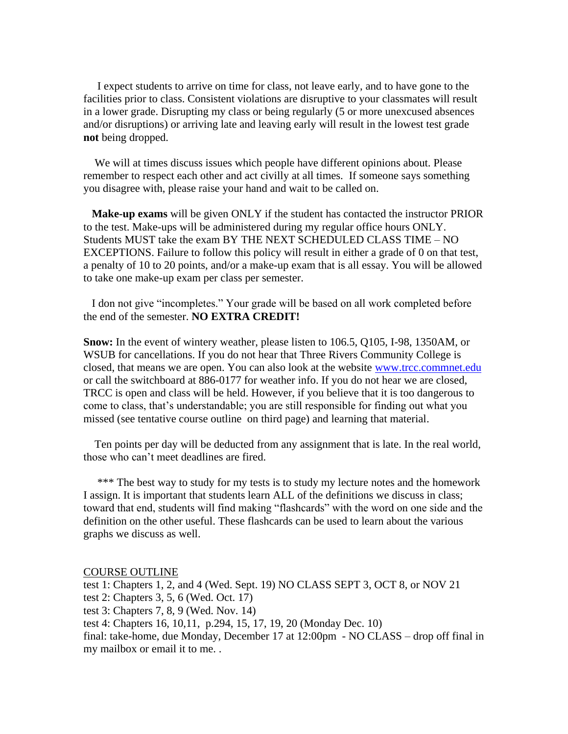I expect students to arrive on time for class, not leave early, and to have gone to the facilities prior to class. Consistent violations are disruptive to your classmates will result in a lower grade. Disrupting my class or being regularly (5 or more unexcused absences and/or disruptions) or arriving late and leaving early will result in the lowest test grade **not** being dropped.

We will at times discuss issues which people have different opinions about. Please remember to respect each other and act civilly at all times. If someone says something you disagree with, please raise your hand and wait to be called on.

**Make-up exams** will be given ONLY if the student has contacted the instructor PRIOR to the test. Make-ups will be administered during my regular office hours ONLY. Students MUST take the exam BY THE NEXT SCHEDULED CLASS TIME – NO EXCEPTIONS. Failure to follow this policy will result in either a grade of 0 on that test, a penalty of 10 to 20 points, and/or a make-up exam that is all essay. You will be allowed to take one make-up exam per class per semester.

I don not give “incompletes.” Your grade will be based on all work completed before the end of the semester. **NO EXTRA CREDIT!**

**Snow:** In the event of wintery weather, please listen to 106.5, Q105, I-98, 1350AM, or WSUB for cancellations. If you do not hear that Three Rivers Community College is closed, that means we are open. You can also look at the website [www.trcc.commnet.edu](http://www.trcc.commnet.edu) or call the switchboard at 886-0177 for weather info. If you do not hear we are closed, TRCC is open and class will be held. However, if you believe that it is too dangerous to come to class, that’s understandable; you are still responsible for finding out what you missed (see tentative course outline on third page) and learning that material.

Ten points per day will be deducted from any assignment that is late. In the real world, those who can’t meet deadlines are fired.

*** The best way to study for my tests is to study my lecture notes and the homework I assign. It is important that students learn ALL of the definitions we discuss in class; toward that end, students will find making “flashcards” with the word on one side and the definition on the other useful. These flashcards can be used to learn about the various graphs we discuss as well.

<u>COURSE OUTLINE</u>

test 1: Chapters 1, 2, and 4 (Wed. Sept. 19) NO CLASS SEPT 3, OCT 8, or NOV 21
test 2: Chapters 3, 5, 6 (Wed. Oct. 17)
test 3: Chapters 7, 8, 9 (Wed. Nov. 14)
test 4: Chapters 16, 10,11, p.294, 15, 17, 19, 20 (Monday Dec. 10)
final: take-home, due Monday, December 17 at 12:00pm - NO CLASS – drop off final in my mailbox or email it to me. .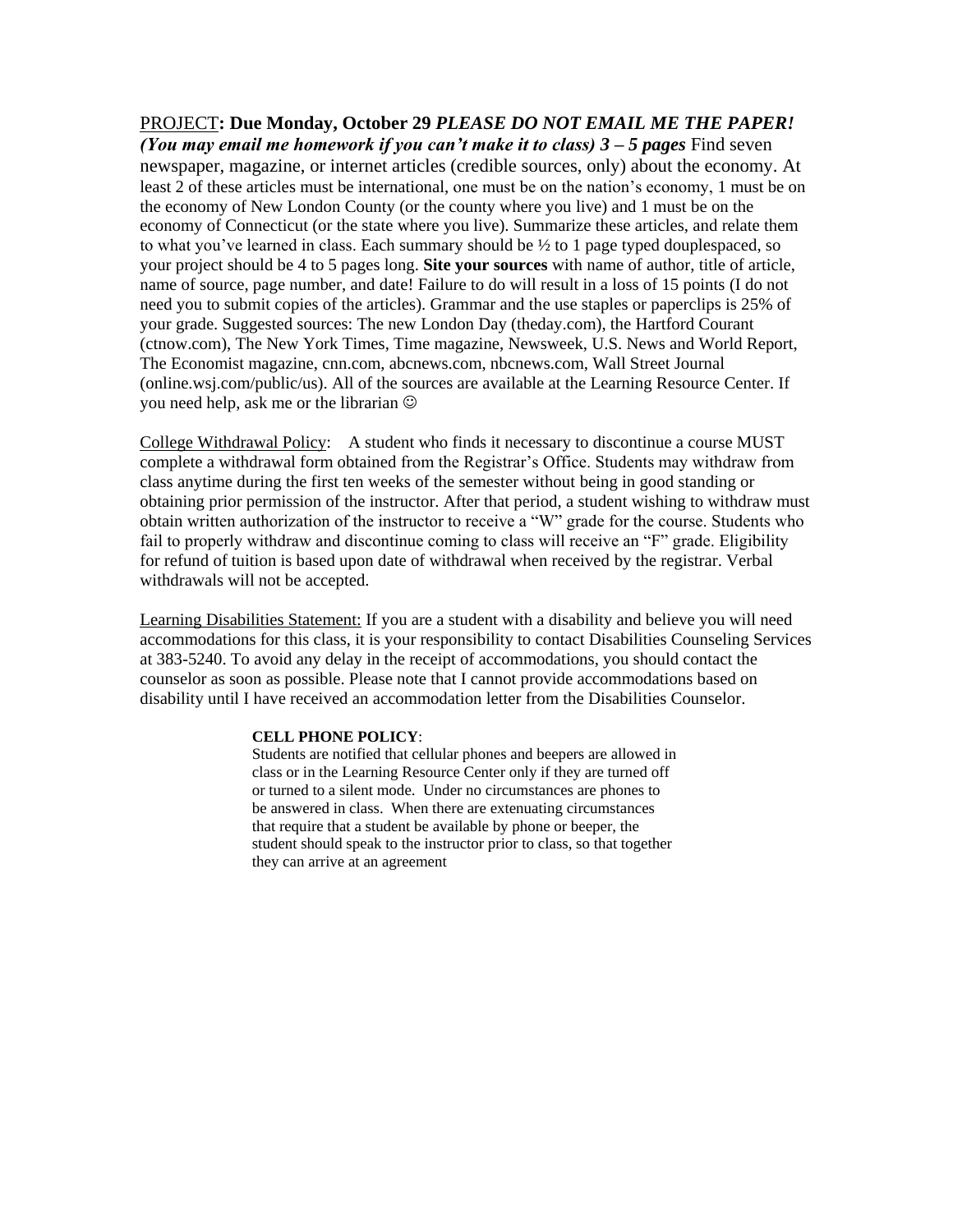PROJECT**: Due Monday, October 29** ***PLEASE DO NOT EMAIL ME THE PAPER! (You may email me homework if you can't make it to class) 3 – 5 pages*** Find seven newspaper, magazine, or internet articles (credible sources, only) about the economy. At least 2 of these articles must be international, one must be on the nation's economy, 1 must be on the economy of New London County (or the county where you live) and 1 must be on the economy of Connecticut (or the state where you live). Summarize these articles, and relate them to what you've learned in class. Each summary should be ½ to 1 page typed douplespaced, so your project should be 4 to 5 pages long. **Site your sources** with name of author, title of article, name of source, page number, and date! Failure to do will result in a loss of 15 points (I do not need you to submit copies of the articles). Grammar and the use staples or paperclips is 25% of your grade. Suggested sources: The new London Day (theday.com), the Hartford Courant (ctnow.com), The New York Times, Time magazine, Newsweek, U.S. News and World Report, The Economist magazine, cnn.com, abcnews.com, nbcnews.com, Wall Street Journal (online.wsj.com/public/us). All of the sources are available at the Learning Resource Center. If you need help, ask me or the librarian ☺

College Withdrawal Policy: A student who finds it necessary to discontinue a course MUST complete a withdrawal form obtained from the Registrar's Office. Students may withdraw from class anytime during the first ten weeks of the semester without being in good standing or obtaining prior permission of the instructor. After that period, a student wishing to withdraw must obtain written authorization of the instructor to receive a "W" grade for the course. Students who fail to properly withdraw and discontinue coming to class will receive an "F" grade. Eligibility for refund of tuition is based upon date of withdrawal when received by the registrar. Verbal withdrawals will not be accepted.

Learning Disabilities Statement: If you are a student with a disability and believe you will need accommodations for this class, it is your responsibility to contact Disabilities Counseling Services at 383-5240. To avoid any delay in the receipt of accommodations, you should contact the counselor as soon as possible. Please note that I cannot provide accommodations based on disability until I have received an accommodation letter from the Disabilities Counselor.

**CELL PHONE POLICY**:

Students are notified that cellular phones and beepers are allowed in class or in the Learning Resource Center only if they are turned off or turned to a silent mode. Under no circumstances are phones to be answered in class. When there are extenuating circumstances that require that a student be available by phone or beeper, the student should speak to the instructor prior to class, so that together they can arrive at an agreement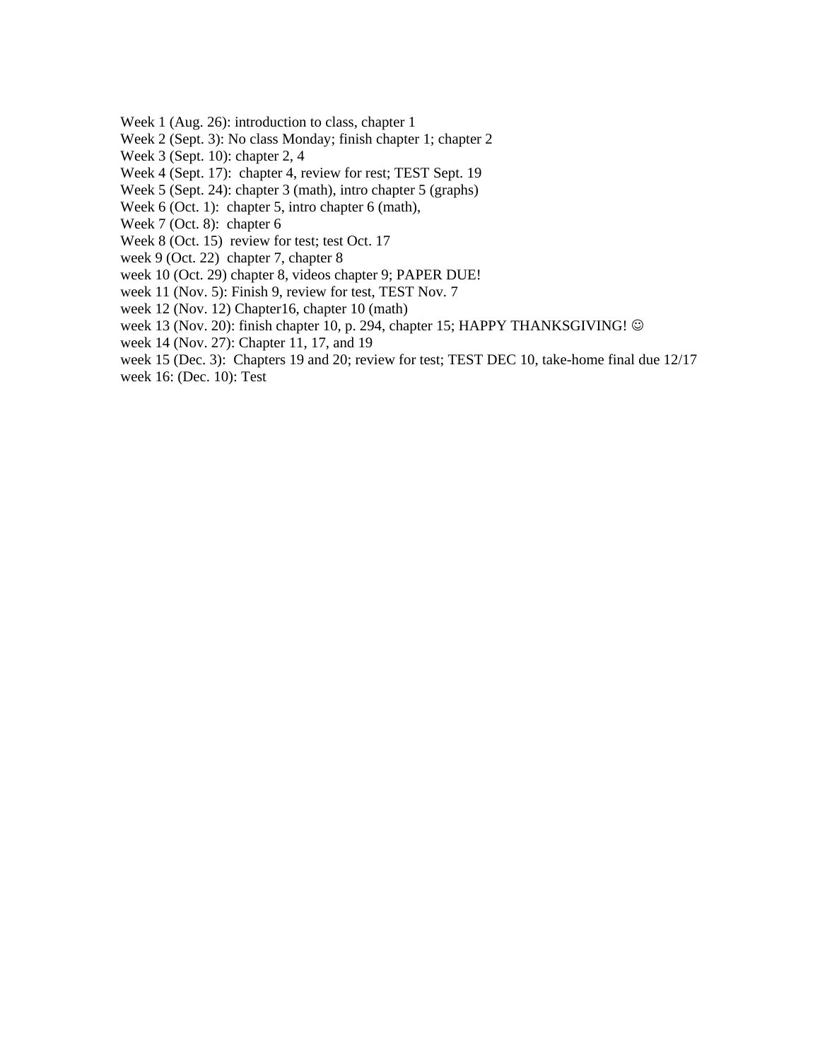Week 1 (Aug. 26): introduction to class, chapter 1
Week 2 (Sept. 3): No class Monday; finish chapter 1; chapter 2
Week 3 (Sept. 10): chapter 2, 4
Week 4 (Sept. 17): chapter 4, review for rest; TEST Sept. 19
Week 5 (Sept. 24): chapter 3 (math), intro chapter 5 (graphs)
Week 6 (Oct. 1): chapter 5, intro chapter 6 (math),
Week 7 (Oct. 8): chapter 6
Week 8 (Oct. 15) review for test; test Oct. 17
week 9 (Oct. 22) chapter 7, chapter 8
week 10 (Oct. 29) chapter 8, videos chapter 9; PAPER DUE!
week 11 (Nov. 5): Finish 9, review for test, TEST Nov. 7
week 12 (Nov. 12) Chapter16, chapter 10 (math)
week 13 (Nov. 20): finish chapter 10, p. 294, chapter 15; HAPPY THANKSGIVING! ☺
week 14 (Nov. 27): Chapter 11, 17, and 19
week 15 (Dec. 3): Chapters 19 and 20; review for test; TEST DEC 10, take-home final due 12/17
week 16: (Dec. 10): Test